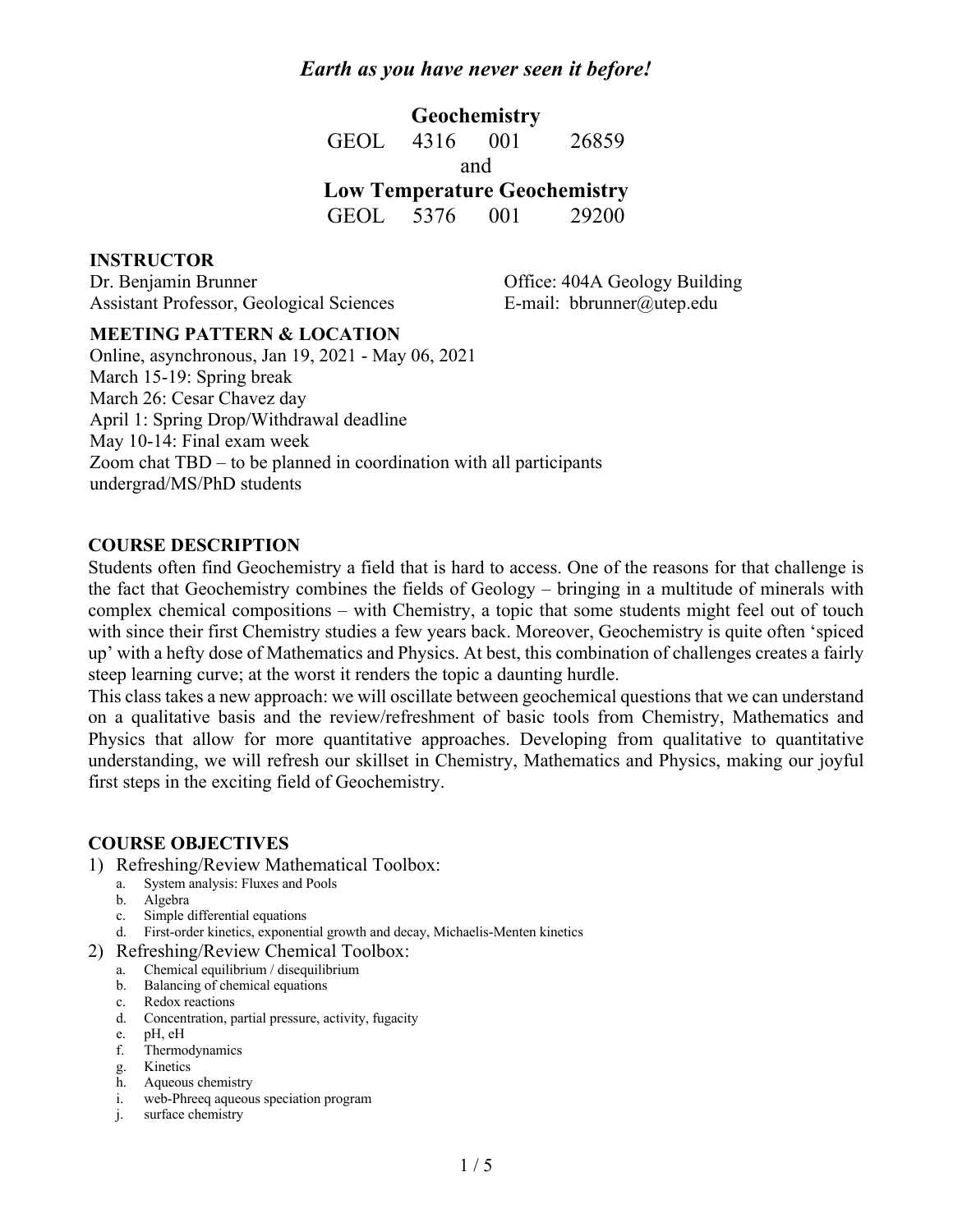*Earth as you have never seen it before!*

**Geochemistry**

GEOL 4316 001 26859

and

**Low Temperature Geochemistry**

GEOL 5376 001 29200

### INSTRUCTOR

Dr. Benjamin Brunner
Assistant Professor, Geological Sciences

Office: 404A Geology Building
E-mail: bbrunner@utep.edu

### MEETING PATTERN & LOCATION

Online, asynchronous, Jan 19, 2021 - May 06, 2021
March 15-19: Spring break
March 26: Cesar Chavez day
April 1: Spring Drop/Withdrawal deadline
May 10-14: Final exam week
Zoom chat TBD – to be planned in coordination with all participants
undergrad/MS/PhD students

### COURSE DESCRIPTION

Students often find Geochemistry a field that is hard to access. One of the reasons for that challenge is the fact that Geochemistry combines the fields of Geology – bringing in a multitude of minerals with complex chemical compositions – with Chemistry, a topic that some students might feel out of touch with since their first Chemistry studies a few years back. Moreover, Geochemistry is quite often 'spiced up' with a hefty dose of Mathematics and Physics. At best, this combination of challenges creates a fairly steep learning curve; at the worst it renders the topic a daunting hurdle.

This class takes a new approach: we will oscillate between geochemical questions that we can understand on a qualitative basis and the review/refreshment of basic tools from Chemistry, Mathematics and Physics that allow for more quantitative approaches. Developing from qualitative to quantitative understanding, we will refresh our skillset in Chemistry, Mathematics and Physics, making our joyful first steps in the exciting field of Geochemistry.

### COURSE OBJECTIVES

1) Refreshing/Review Mathematical Toolbox:
   a. System analysis: Fluxes and Pools
   b. Algebra
   c. Simple differential equations
   d. First-order kinetics, exponential growth and decay, Michaelis-Menten kinetics
2) Refreshing/Review Chemical Toolbox:
   a. Chemical equilibrium / disequilibrium
   b. Balancing of chemical equations
   c. Redox reactions
   d. Concentration, partial pressure, activity, fugacity
   e. pH, eH
   f. Thermodynamics
   g. Kinetics
   h. Aqueous chemistry
   i. web-Phreeq aqueous speciation program
   j. surface chemistry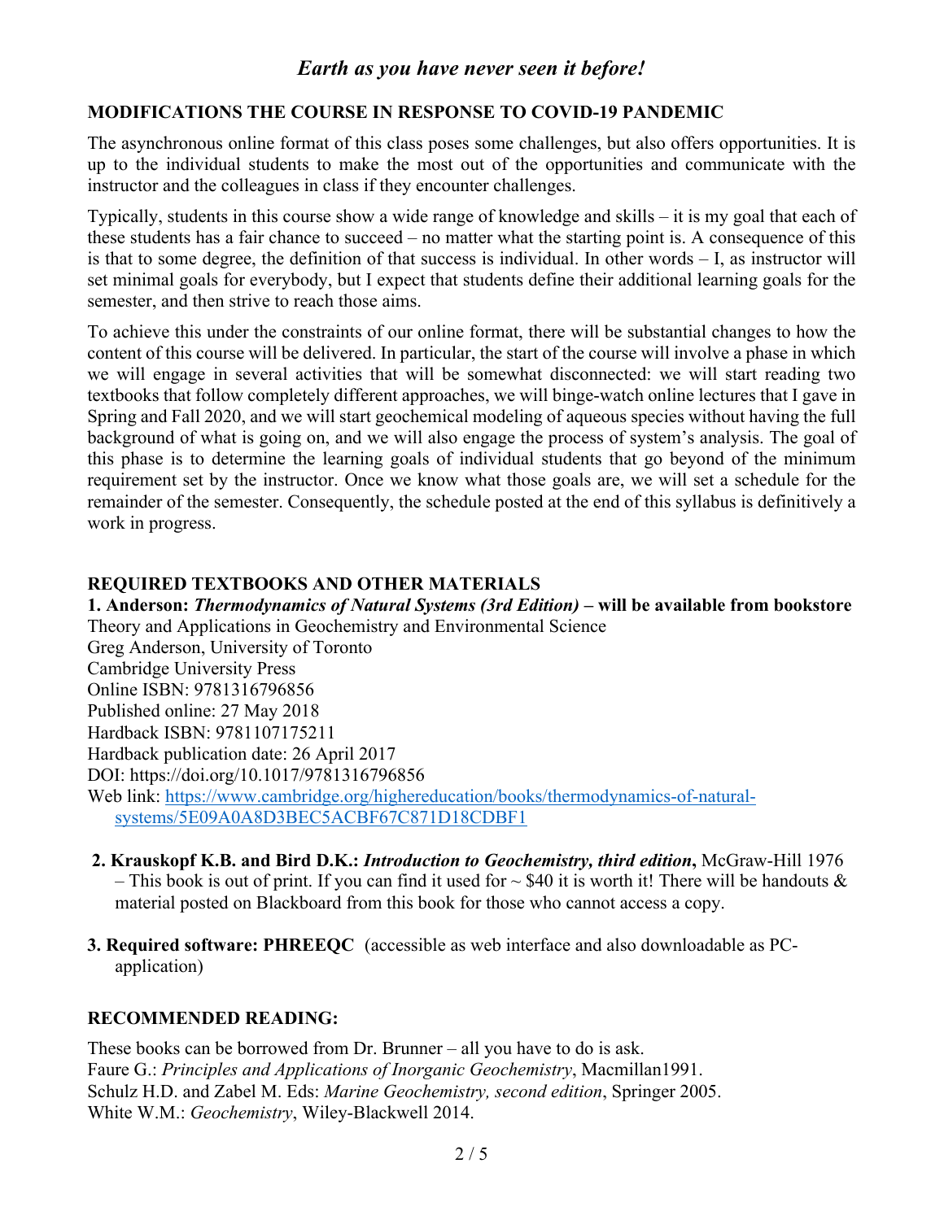*Earth as you have never seen it before!*

## MODIFICATIONS THE COURSE IN RESPONSE TO COVID-19 PANDEMIC

The asynchronous online format of this class poses some challenges, but also offers opportunities. It is up to the individual students to make the most out of the opportunities and communicate with the instructor and the colleagues in class if they encounter challenges.

Typically, students in this course show a wide range of knowledge and skills – it is my goal that each of these students has a fair chance to succeed – no matter what the starting point is. A consequence of this is that to some degree, the definition of that success is individual. In other words – I, as instructor will set minimal goals for everybody, but I expect that students define their additional learning goals for the semester, and then strive to reach those aims.

To achieve this under the constraints of our online format, there will be substantial changes to how the content of this course will be delivered. In particular, the start of the course will involve a phase in which we will engage in several activities that will be somewhat disconnected: we will start reading two textbooks that follow completely different approaches, we will binge-watch online lectures that I gave in Spring and Fall 2020, and we will start geochemical modeling of aqueous species without having the full background of what is going on, and we will also engage the process of system's analysis. The goal of this phase is to determine the learning goals of individual students that go beyond of the minimum requirement set by the instructor. Once we know what those goals are, we will set a schedule for the remainder of the semester. Consequently, the schedule posted at the end of this syllabus is definitively a work in progress.

## REQUIRED TEXTBOOKS AND OTHER MATERIALS

**1. Anderson: *Thermodynamics of Natural Systems (3rd Edition)* – will be available from bookstore**
Theory and Applications in Geochemistry and Environmental Science
Greg Anderson, University of Toronto
Cambridge University Press
Online ISBN: 9781316796856
Published online: 27 May 2018
Hardback ISBN: 9781107175211
Hardback publication date: 26 April 2017
DOI: https://doi.org/10.1017/9781316796856
Web link: [https://www.cambridge.org/highereducation/books/thermodynamics-of-natural-systems/5E09A0A8D3BEC5ACBF67C871D18CDBF1](https://www.cambridge.org/highereducation/books/thermodynamics-of-natural-systems/5E09A0A8D3BEC5ACBF67C871D18CDBF1)

**2. Krauskopf K.B. and Bird D.K.: *Introduction to Geochemistry, third edition*,** McGraw-Hill 1976 – This book is out of print. If you can find it used for ~ $40 it is worth it! There will be handouts & material posted on Blackboard from this book for those who cannot access a copy.

**3. Required software: PHREEQC** (accessible as web interface and also downloadable as PC-application)

## RECOMMENDED READING:

These books can be borrowed from Dr. Brunner – all you have to do is ask.
Faure G.: *Principles and Applications of Inorganic Geochemistry*, Macmillan1991.
Schulz H.D. and Zabel M. Eds: *Marine Geochemistry, second edition*, Springer 2005.
White W.M.: *Geochemistry*, Wiley-Blackwell 2014.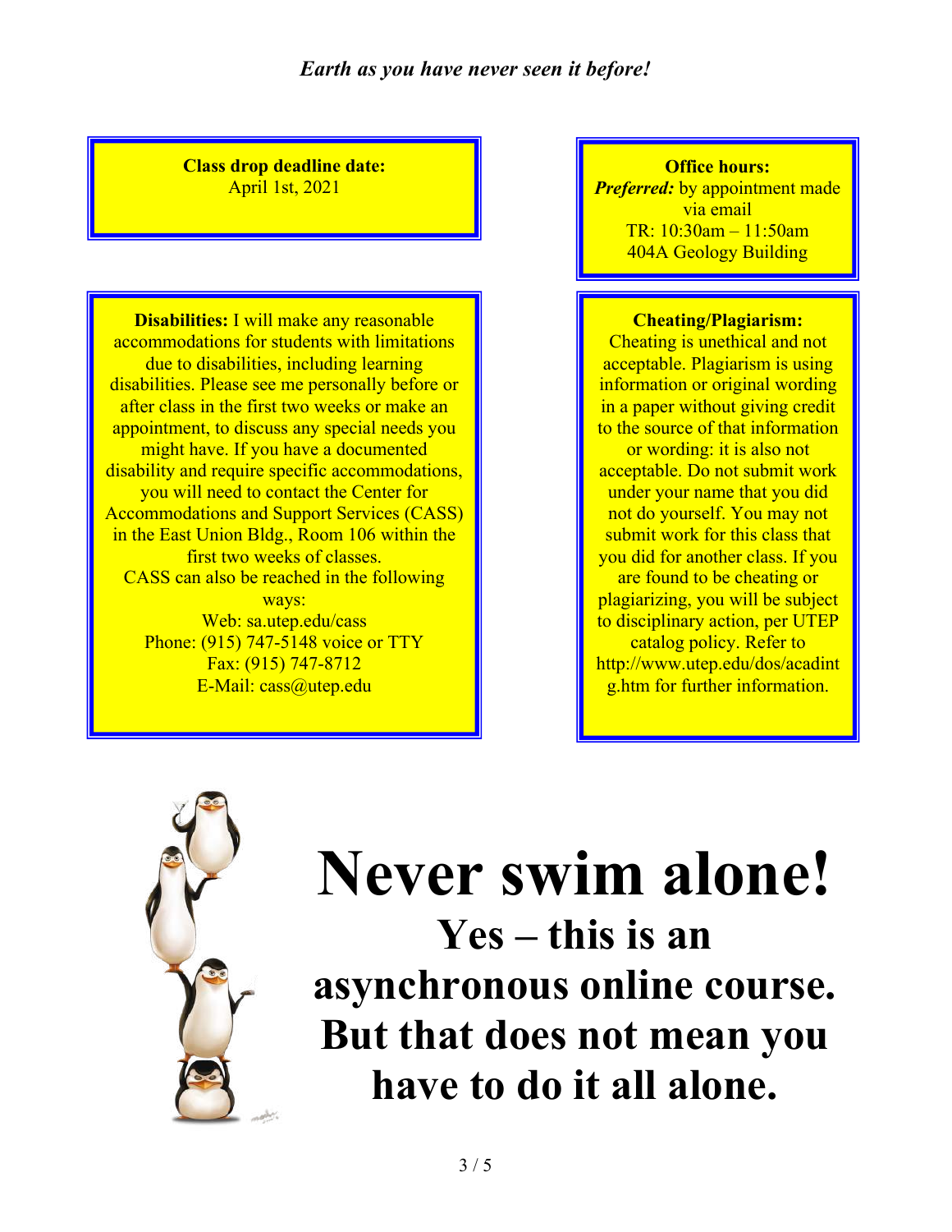*Earth as you have never seen it before!*

**Class drop deadline date:**
April 1st, 2021

**Office hours:**
***Preferred:*** by appointment made via email
TR: 10:30am – 11:50am
404A Geology Building

**Disabilities:** I will make any reasonable accommodations for students with limitations due to disabilities, including learning disabilities. Please see me personally before or after class in the first two weeks or make an appointment, to discuss any special needs you might have. If you have a documented disability and require specific accommodations, you will need to contact the Center for Accommodations and Support Services (CASS) in the East Union Bldg., Room 106 within the first two weeks of classes.
CASS can also be reached in the following ways:
Web: sa.utep.edu/cass
Phone: (915) 747-5148 voice or TTY
Fax: (915) 747-8712
E-Mail: cass@utep.edu

**Cheating/Plagiarism:**
Cheating is unethical and not acceptable. Plagiarism is using information or original wording in a paper without giving credit to the source of that information or wording: it is also not acceptable. Do not submit work under your name that you did not do yourself. You may not submit work for this class that you did for another class. If you are found to be cheating or plagiarizing, you will be subject to disciplinary action, per UTEP catalog policy. Refer to http://www.utep.edu/dos/acadintg.htm for further information.

# Never swim alone!

## Yes – this is an asynchronous online course. But that does not mean you have to do it all alone.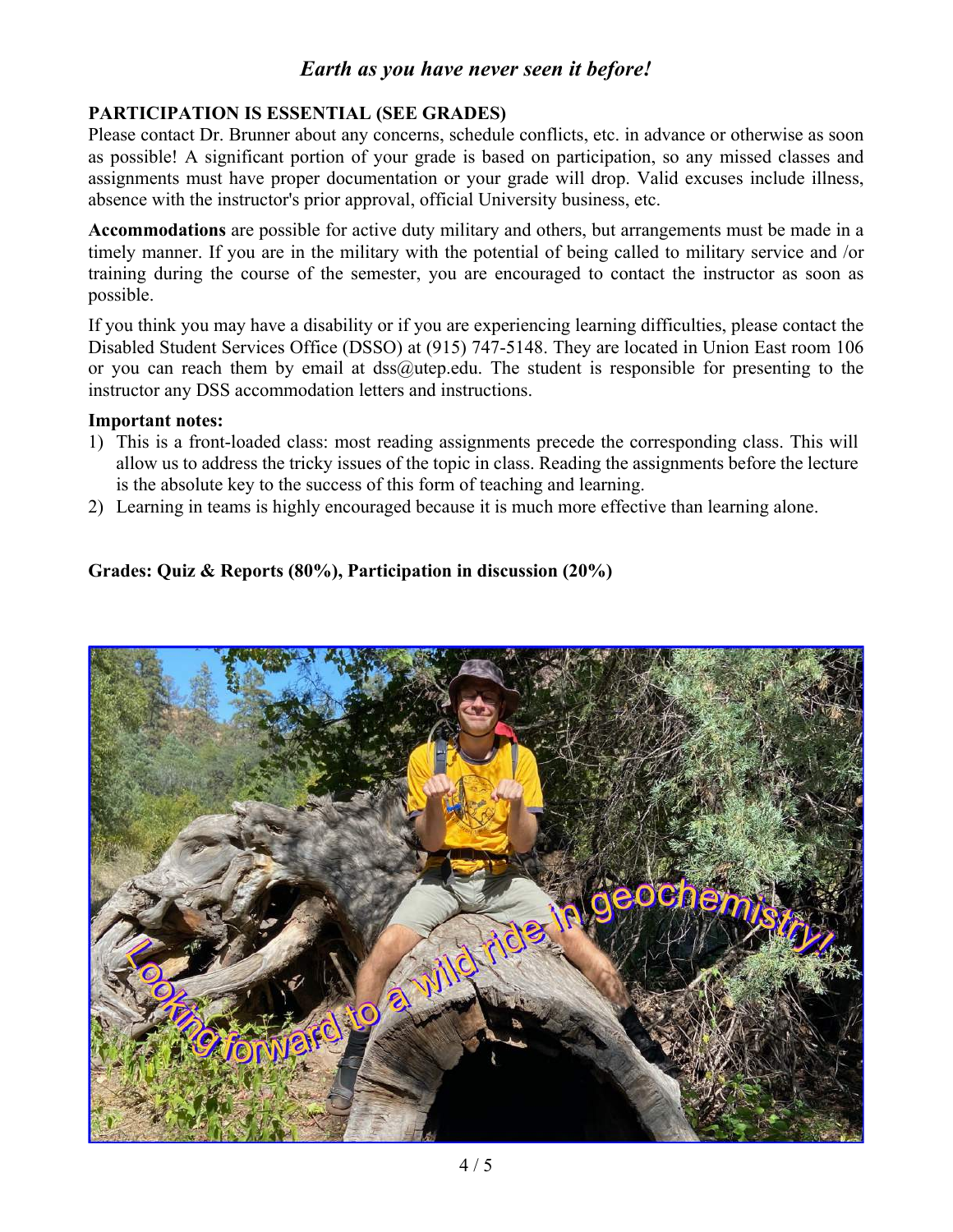*Earth as you have never seen it before!*

**PARTICIPATION IS ESSENTIAL (SEE GRADES)**

Please contact Dr. Brunner about any concerns, schedule conflicts, etc. in advance or otherwise as soon as possible! A significant portion of your grade is based on participation, so any missed classes and assignments must have proper documentation or your grade will drop. Valid excuses include illness, absence with the instructor's prior approval, official University business, etc.

**Accommodations** are possible for active duty military and others, but arrangements must be made in a timely manner. If you are in the military with the potential of being called to military service and /or training during the course of the semester, you are encouraged to contact the instructor as soon as possible.

If you think you may have a disability or if you are experiencing learning difficulties, please contact the Disabled Student Services Office (DSSO) at (915) 747-5148. They are located in Union East room 106 or you can reach them by email at dss@utep.edu. The student is responsible for presenting to the instructor any DSS accommodation letters and instructions.

**Important notes:**

1) This is a front-loaded class: most reading assignments precede the corresponding class. This will allow us to address the tricky issues of the topic in class. Reading the assignments before the lecture is the absolute key to the success of this form of teaching and learning.
2) Learning in teams is highly encouraged because it is much more effective than learning alone.

**Grades: Quiz & Reports (80%), Participation in discussion (20%)**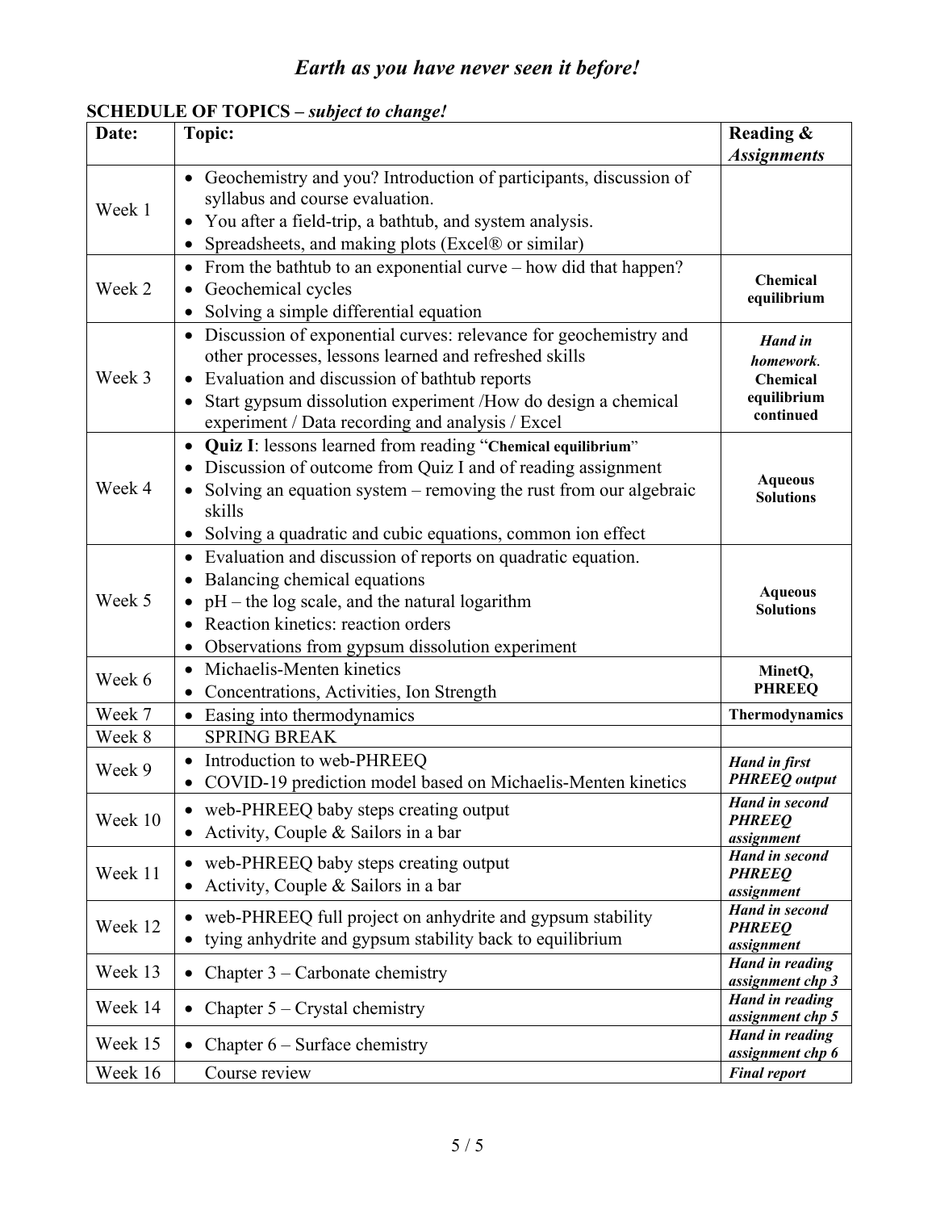## *Earth as you have never seen it before!*

**SCHEDULE OF TOPICS –** ***subject to change!***

| Date: | Topic: | Reading & *Assignments* |
|---|---|---|
| Week 1 | • Geochemistry and you? Introduction of participants, discussion of syllabus and course evaluation.<br>• You after a field-trip, a bathtub, and system analysis.<br>• Spreadsheets, and making plots (Excel® or similar) | |
| Week 2 | • From the bathtub to an exponential curve – how did that happen?<br>• Geochemical cycles<br>• Solving a simple differential equation | **Chemical equilibrium** |
| Week 3 | • Discussion of exponential curves: relevance for geochemistry and other processes, lessons learned and refreshed skills<br>• Evaluation and discussion of bathtub reports<br>• Start gypsum dissolution experiment /How do design a chemical experiment / Data recording and analysis / Excel | ***Hand in homework*. Chemical equilibrium continued** |
| Week 4 | • **Quiz I**: lessons learned from reading "**Chemical equilibrium**"<br>• Discussion of outcome from Quiz I and of reading assignment<br>• Solving an equation system – removing the rust from our algebraic skills<br>• Solving a quadratic and cubic equations, common ion effect | **Aqueous Solutions** |
| Week 5 | • Evaluation and discussion of reports on quadratic equation.<br>• Balancing chemical equations<br>• pH – the log scale, and the natural logarithm<br>• Reaction kinetics: reaction orders<br>• Observations from gypsum dissolution experiment | **Aqueous Solutions** |
| Week 6 | • Michaelis-Menten kinetics<br>• Concentrations, Activities, Ion Strength | **MinetQ, PHREEQ** |
| Week 7 | • Easing into thermodynamics | **Thermodynamics** |
| Week 8 | SPRING BREAK | |
| Week 9 | • Introduction to web-PHREEQ<br>• COVID-19 prediction model based on Michaelis-Menten kinetics | ***Hand in first PHREEQ output*** |
| Week 10 | • web-PHREEQ baby steps creating output<br>• Activity, Couple & Sailors in a bar | ***Hand in second PHREEQ assignment*** |
| Week 11 | • web-PHREEQ baby steps creating output<br>• Activity, Couple & Sailors in a bar | ***Hand in second PHREEQ assignment*** |
| Week 12 | • web-PHREEQ full project on anhydrite and gypsum stability<br>• tying anhydrite and gypsum stability back to equilibrium | ***Hand in second PHREEQ assignment*** |
| Week 13 | • Chapter 3 – Carbonate chemistry | ***Hand in reading assignment chp 3*** |
| Week 14 | • Chapter 5 – Crystal chemistry | ***Hand in reading assignment chp 5*** |
| Week 15 | • Chapter 6 – Surface chemistry | ***Hand in reading assignment chp 6*** |
| Week 16 | Course review | ***Final report*** |